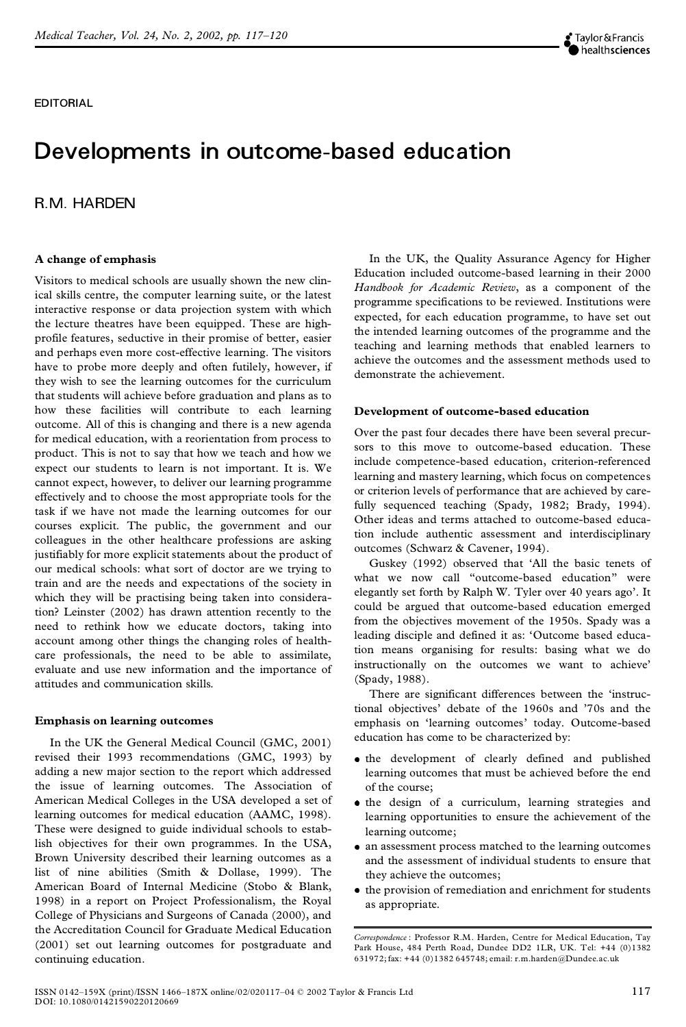EDITORIAL

# Developments in outcome-based education

R.M. HARDEN

### A change of emphasis

Visitors to medical schools are usually shown the new clinical skills centre, the computer learning suite, or the latest interactive response or data projection system with which the lecture theatres have been equipped. These are high-profile features, seductive in their promise of better, easier and perhaps even more cost-effective learning. The visitors have to probe more deeply and often futilely, however, if they wish to see the learning outcomes for the curriculum that students will achieve before graduation and plans as to how these facilities will contribute to each learning outcome. All of this is changing and there is a new agenda for medical education, with a reorientation from process to product. This is not to say that how we teach and how we expect our students to learn is not important. It is. We cannot expect, however, to deliver our learning programme effectively and to choose the most appropriate tools for the task if we have not made the learning outcomes for our courses explicit. The public, the government and our colleagues in the other healthcare professions are asking justifiably for more explicit statements about the product of our medical schools: what sort of doctor are we trying to train and are the needs and expectations of the society in which they will be practising being taken into consideration? Leinster (2002) has drawn attention recently to the need to rethink how we educate doctors, taking into account among other things the changing roles of healthcare professionals, the need to be able to assimilate, evaluate and use new information and the importance of attitudes and communication skills.

### Emphasis on learning outcomes

In the UK the General Medical Council (GMC, 2001) revised their 1993 recommendations (GMC, 1993) by adding a new major section to the report which addressed the issue of learning outcomes. The Association of American Medical Colleges in the USA developed a set of learning outcomes for medical education (AAMC, 1998). These were designed to guide individual schools to establish objectives for their own programmes. In the USA, Brown University described their learning outcomes as a list of nine abilities (Smith & Dollase, 1999). The American Board of Internal Medicine (Stobo & Blank, 1998) in a report on Project Professionalism, the Royal College of Physicians and Surgeons of Canada (2000), and the Accreditation Council for Graduate Medical Education (2001) set out learning outcomes for postgraduate and continuing education.

In the UK, the Quality Assurance Agency for Higher Education included outcome-based learning in their 2000 *Handbook for Academic Review*, as a component of the programme specifications to be reviewed. Institutions were expected, for each education programme, to have set out the intended learning outcomes of the programme and the teaching and learning methods that enabled learners to achieve the outcomes and the assessment methods used to demonstrate the achievement.

### Development of outcome-based education

Over the past four decades there have been several precursors to this move to outcome-based education. These include competence-based education, criterion-referenced learning and mastery learning, which focus on competences or criterion levels of performance that are achieved by carefully sequenced teaching (Spady, 1982; Brady, 1994). Other ideas and terms attached to outcome-based education include authentic assessment and interdisciplinary outcomes (Schwarz & Cavener, 1994).

Guskey (1992) observed that 'All the basic tenets of what we now call "outcome-based education" were elegantly set forth by Ralph W. Tyler over 40 years ago'. It could be argued that outcome-based education emerged from the objectives movement of the 1950s. Spady was a leading disciple and defined it as: 'Outcome based education means organising for results: basing what we do instructionally on the outcomes we want to achieve' (Spady, 1988).

There are significant differences between the 'instructional objectives' debate of the 1960s and '70s and the emphasis on 'learning outcomes' today. Outcome-based education has come to be characterized by:

- the development of clearly defined and published learning outcomes that must be achieved before the end of the course;
- the design of a curriculum, learning strategies and learning opportunities to ensure the achievement of the learning outcome;
- an assessment process matched to the learning outcomes and the assessment of individual students to ensure that they achieve the outcomes;
- the provision of remediation and enrichment for students as appropriate.

*Correspondence*: Professor R.M. Harden, Centre for Medical Education, Tay Park House, 484 Perth Road, Dundee DD2 1LR, UK. Tel: +44 (0)1382 631972; fax: +44 (0)1382 645748; email: r.m.harden@Dundee.ac.uk

ISSN 0142–159X (print)/ISSN 1466–187X online/02/020117–04 © 2002 Taylor & Francis Ltd
DOI: 10.1080/01421590220120669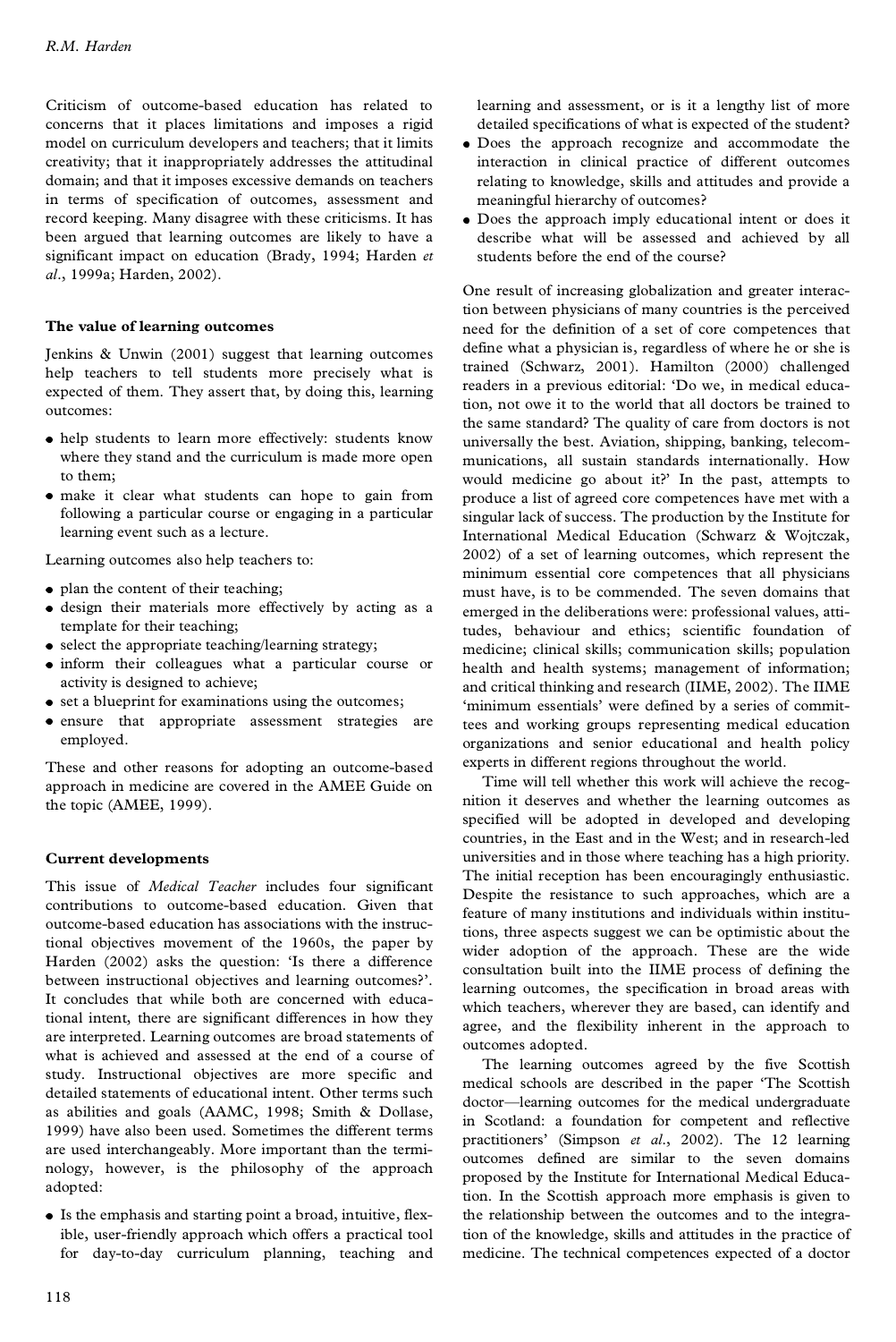Criticism of outcome-based education has related to concerns that it places limitations and imposes a rigid model on curriculum developers and teachers; that it limits creativity; that it inappropriately addresses the attitudinal domain; and that it imposes excessive demands on teachers in terms of specification of outcomes, assessment and record keeping. Many disagree with these criticisms. It has been argued that learning outcomes are likely to have a significant impact on education (Brady, 1994; Harden *et al*., 1999a; Harden, 2002).

### The value of learning outcomes

Jenkins & Unwin (2001) suggest that learning outcomes help teachers to tell students more precisely what is expected of them. They assert that, by doing this, learning outcomes:

- help students to learn more effectively: students know where they stand and the curriculum is made more open to them;
- make it clear what students can hope to gain from following a particular course or engaging in a particular learning event such as a lecture.

Learning outcomes also help teachers to:

- plan the content of their teaching;
- design their materials more effectively by acting as a template for their teaching;
- select the appropriate teaching/learning strategy;
- inform their colleagues what a particular course or activity is designed to achieve;
- set a blueprint for examinations using the outcomes;
- ensure that appropriate assessment strategies are employed.

These and other reasons for adopting an outcome-based approach in medicine are covered in the AMEE Guide on the topic (AMEE, 1999).

### Current developments

This issue of *Medical Teacher* includes four significant contributions to outcome-based education. Given that outcome-based education has associations with the instructional objectives movement of the 1960s, the paper by Harden (2002) asks the question: 'Is there a difference between instructional objectives and learning outcomes?'. It concludes that while both are concerned with educational intent, there are significant differences in how they are interpreted. Learning outcomes are broad statements of what is achieved and assessed at the end of a course of study. Instructional objectives are more specific and detailed statements of educational intent. Other terms such as abilities and goals (AAMC, 1998; Smith & Dollase, 1999) have also been used. Sometimes the different terms are used interchangeably. More important than the terminology, however, is the philosophy of the approach adopted:

- Is the emphasis and starting point a broad, intuitive, flexible, user-friendly approach which offers a practical tool for day-to-day curriculum planning, teaching and learning and assessment, or is it a lengthy list of more detailed specifications of what is expected of the student?
- Does the approach recognize and accommodate the interaction in clinical practice of different outcomes relating to knowledge, skills and attitudes and provide a meaningful hierarchy of outcomes?
- Does the approach imply educational intent or does it describe what will be assessed and achieved by all students before the end of the course?

One result of increasing globalization and greater interaction between physicians of many countries is the perceived need for the definition of a set of core competences that define what a physician is, regardless of where he or she is trained (Schwarz, 2001). Hamilton (2000) challenged readers in a previous editorial: 'Do we, in medical education, not owe it to the world that all doctors be trained to the same standard? The quality of care from doctors is not universally the best. Aviation, shipping, banking, telecommunications, all sustain standards internationally. How would medicine go about it?' In the past, attempts to produce a list of agreed core competences have met with a singular lack of success. The production by the Institute for International Medical Education (Schwarz & Wojtczak, 2002) of a set of learning outcomes, which represent the minimum essential core competences that all physicians must have, is to be commended. The seven domains that emerged in the deliberations were: professional values, attitudes, behaviour and ethics; scientific foundation of medicine; clinical skills; communication skills; population health and health systems; management of information; and critical thinking and research (IIME, 2002). The IIME 'minimum essentials' were defined by a series of committees and working groups representing medical education organizations and senior educational and health policy experts in different regions throughout the world.

Time will tell whether this work will achieve the recognition it deserves and whether the learning outcomes as specified will be adopted in developed and developing countries, in the East and in the West; and in research-led universities and in those where teaching has a high priority. The initial reception has been encouragingly enthusiastic. Despite the resistance to such approaches, which are a feature of many institutions and individuals within institutions, three aspects suggest we can be optimistic about the wider adoption of the approach. These are the wide consultation built into the IIME process of defining the learning outcomes, the specification in broad areas with which teachers, wherever they are based, can identify and agree, and the flexibility inherent in the approach to outcomes adopted.

The learning outcomes agreed by the five Scottish medical schools are described in the paper 'The Scottish doctor—learning outcomes for the medical undergraduate in Scotland: a foundation for competent and reflective practitioners' (Simpson *et al*., 2002). The 12 learning outcomes defined are similar to the seven domains proposed by the Institute for International Medical Education. In the Scottish approach more emphasis is given to the relationship between the outcomes and to the integration of the knowledge, skills and attitudes in the practice of medicine. The technical competences expected of a doctor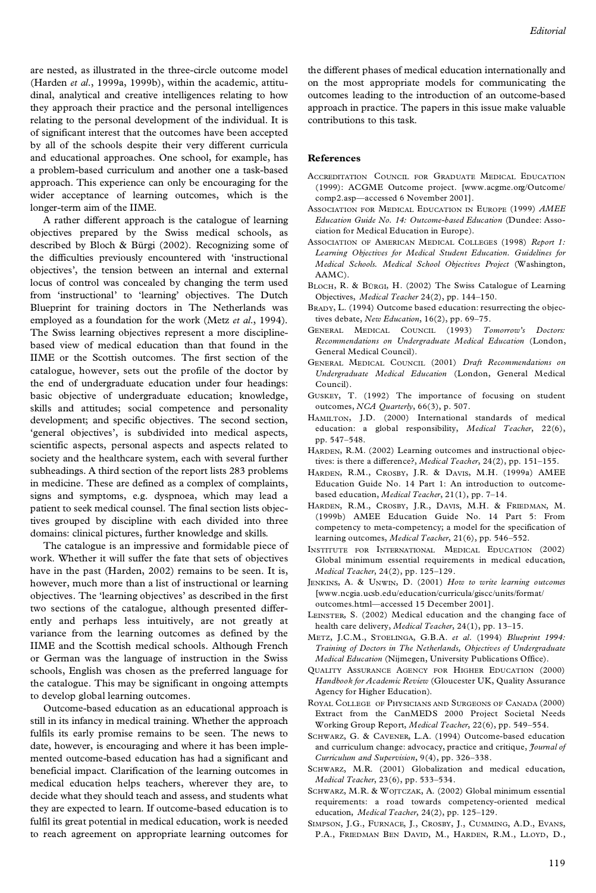are nested, as illustrated in the three-circle outcome model (Harden *et al*., 1999a, 1999b), within the academic, attitudinal, analytical and creative intelligences relating to how they approach their practice and the personal intelligences relating to the personal development of the individual. It is of significant interest that the outcomes have been accepted by all of the schools despite their very different curricula and educational approaches. One school, for example, has a problem-based curriculum and another one a task-based approach. This experience can only be encouraging for the wider acceptance of learning outcomes, which is the longer-term aim of the IIME.

A rather different approach is the catalogue of learning objectives prepared by the Swiss medical schools, as described by Bloch & Bürgi (2002). Recognizing some of the difficulties previously encountered with 'instructional objectives', the tension between an internal and external locus of control was concealed by changing the term used from 'instructional' to 'learning' objectives. The Dutch Blueprint for training doctors in The Netherlands was employed as a foundation for the work (Metz *et al*., 1994). The Swiss learning objectives represent a more discipline-based view of medical education than that found in the IIME or the Scottish outcomes. The first section of the catalogue, however, sets out the profile of the doctor by the end of undergraduate education under four headings: basic objective of undergraduate education; knowledge, skills and attitudes; social competence and personality development; and specific objectives. The second section, 'general objectives', is subdivided into medical aspects, scientific aspects, personal aspects and aspects related to society and the healthcare system, each with several further subheadings. A third section of the report lists 283 problems in medicine. These are defined as a complex of complaints, signs and symptoms, e.g. dyspnoea, which may lead a patient to seek medical counsel. The final section lists objectives grouped by discipline with each divided into three domains: clinical pictures, further knowledge and skills.

The catalogue is an impressive and formidable piece of work. Whether it will suffer the fate that sets of objectives have in the past (Harden, 2002) remains to be seen. It is, however, much more than a list of instructional or learning objectives. The 'learning objectives' as described in the first two sections of the catalogue, although presented differently and perhaps less intuitively, are not greatly at variance from the learning outcomes as defined by the IIME and the Scottish medical schools. Although French or German was the language of instruction in the Swiss schools, English was chosen as the preferred language for the catalogue. This may be significant in ongoing attempts to develop global learning outcomes.

Outcome-based education as an educational approach is still in its infancy in medical training. Whether the approach fulfils its early promise remains to be seen. The news to date, however, is encouraging and where it has been implemented outcome-based education has had a significant and beneficial impact. Clarification of the learning outcomes in medical education helps teachers, wherever they are, to decide what they should teach and assess, and students what they are expected to learn. If outcome-based education is to fulfil its great potential in medical education, work is needed to reach agreement on appropriate learning outcomes for the different phases of medical education internationally and on the most appropriate models for communicating the outcomes leading to the introduction of an outcome-based approach in practice. The papers in this issue make valuable contributions to this task.

## References

Accreditation Council for Graduate Medical Education (1999): ACGME Outcome project. [www.acgme.org/Outcome/comp2.asp—accessed 6 November 2001].

Association for Medical Education in Europe (1999) *AMEE Education Guide No. 14: Outcome-based Education* (Dundee: Association for Medical Education in Europe).

Association of American Medical Colleges (1998) *Report 1: Learning Objectives for Medical Student Education. Guidelines for Medical Schools. Medical School Objectives Project* (Washington, AAMC).

Bloch, R. & Bürgi, H. (2002) The Swiss Catalogue of Learning Objectives, *Medical Teacher* 24(2), pp. 144–150.

Brady, L. (1994) Outcome based education: resurrecting the objectives debate, *New Education*, 16(2), pp. 69–75.

General Medical Council (1993) *Tomorrow's Doctors: Recommendations on Undergraduate Medical Education* (London, General Medical Council).

General Medical Council (2001) *Draft Recommendations on Undergraduate Medical Education* (London, General Medical Council).

Guskey, T. (1992) The importance of focusing on student outcomes, *NCA Quarterly*, 66(3), p. 507.

Hamilton, J.D. (2000) International standards of medical education: a global responsibility, *Medical Teacher*, 22(6), pp. 547–548.

Harden, R.M. (2002) Learning outcomes and instructional objectives: is there a difference?, *Medical Teacher*, 24(2), pp. 151–155.

Harden, R.M., Crosby, J.R. & Davis, M.H. (1999a) AMEE Education Guide No. 14 Part 1: An introduction to outcome-based education, *Medical Teacher*, 21(1), pp. 7–14.

Harden, R.M., Crosby, J.R., Davis, M.H. & Friedman, M. (1999b) AMEE Education Guide No. 14 Part 5: From competency to meta-competency; a model for the specification of learning outcomes, *Medical Teacher*, 21(6), pp. 546–552.

Institute for International Medical Education (2002) Global minimum essential requirements in medical education, *Medical Teacher*, 24(2), pp. 125–129.

Jenkins, A. & Unwin, D. (2001) *How to write learning outcomes* [www.ncgia.ucsb.edu/education/curricula/giscc/units/format/outcomes.html—accessed 15 December 2001].

Leinster, S. (2002) Medical education and the changing face of health care delivery, *Medical Teacher*, 24(1), pp. 13–15.

Metz, J.C.M., Stoelinga, G.B.A. *et al*. (1994) *Blueprint 1994: Training of Doctors in The Netherlands, Objectives of Undergraduate Medical Education* (Nijmegen, University Publications Office).

Quality Assurance Agency for Higher Education (2000) *Handbook for Academic Review* (Gloucester UK, Quality Assurance Agency for Higher Education).

Royal College of Physicians and Surgeons of Canada (2000) Extract from the CanMEDS 2000 Project Societal Needs Working Group Report, *Medical Teacher*, 22(6), pp. 549–554.

Schwarz, G. & Cavener, L.A. (1994) Outcome-based education and curriculum change: advocacy, practice and critique, *Journal of Curriculum and Supervision*, 9(4), pp. 326–338.

Schwarz, M.R. (2001) Globalization and medical education, *Medical Teacher*, 23(6), pp. 533–534.

Schwarz, M.R. & Wojtczak, A. (2002) Global minimum essential requirements: a road towards competency-oriented medical education, *Medical Teacher*, 24(2), pp. 125–129.

Simpson, J.G., Furnace, J., Crosby, J., Cumming, A.D., Evans, P.A., Friedman Ben David, M., Harden, R.M., Lloyd, D.,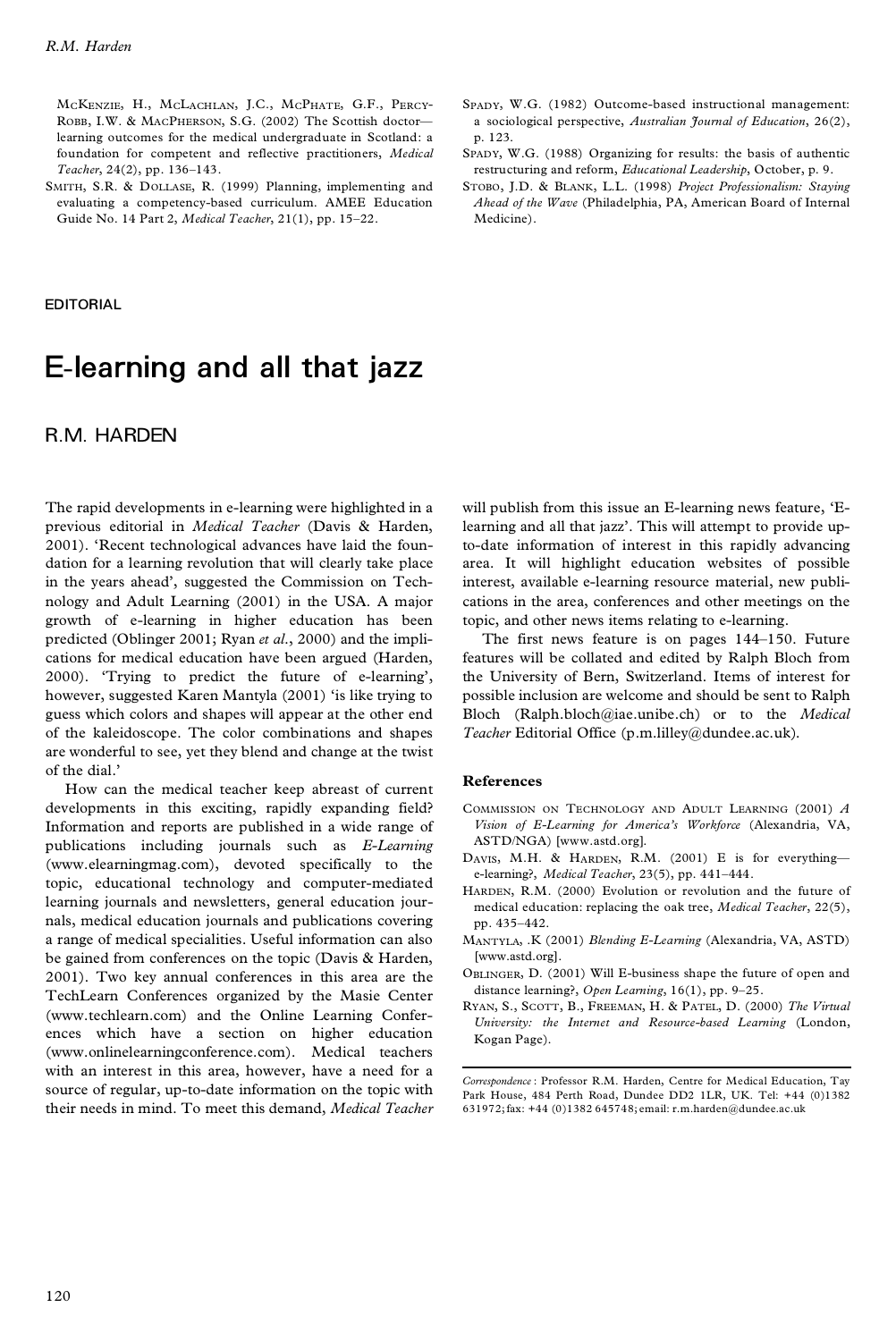McKenzie, H., McLachlan, J.C., McPhate, G.F., Percy-Robb, I.W. & MacPherson, S.G. (2002) The Scottish doctor—learning outcomes for the medical undergraduate in Scotland: a foundation for competent and reflective practitioners, *Medical Teacher*, 24(2), pp. 136–143.

Smith, S.R. & Dollase, R. (1999) Planning, implementing and evaluating a competency-based curriculum. AMEE Education Guide No. 14 Part 2, *Medical Teacher*, 21(1), pp. 15–22.

Spady, W.G. (1982) Outcome-based instructional management: a sociological perspective, *Australian Journal of Education*, 26(2), p. 123.

Spady, W.G. (1988) Organizing for results: the basis of authentic restructuring and reform, *Educational Leadership*, October, p. 9.

Stobo, J.D. & Blank, L.L. (1998) *Project Professionalism: Staying Ahead of the Wave* (Philadelphia, PA, American Board of Internal Medicine).

EDITORIAL

# E-learning and all that jazz

R.M. HARDEN

The rapid developments in e-learning were highlighted in a previous editorial in *Medical Teacher* (Davis & Harden, 2001). 'Recent technological advances have laid the foundation for a learning revolution that will clearly take place in the years ahead', suggested the Commission on Technology and Adult Learning (2001) in the USA. A major growth of e-learning in higher education has been predicted (Oblinger 2001; Ryan *et al.*, 2000) and the implications for medical education have been argued (Harden, 2000). 'Trying to predict the future of e-learning', however, suggested Karen Mantyla (2001) 'is like trying to guess which colors and shapes will appear at the other end of the kaleidoscope. The color combinations and shapes are wonderful to see, yet they blend and change at the twist of the dial.'

How can the medical teacher keep abreast of current developments in this exciting, rapidly expanding field? Information and reports are published in a wide range of publications including journals such as *E-Learning* (www.elearningmag.com), devoted specifically to the topic, educational technology and computer-mediated learning journals and newsletters, general education journals, medical education journals and publications covering a range of medical specialities. Useful information can also be gained from conferences on the topic (Davis & Harden, 2001). Two key annual conferences in this area are the TechLearn Conferences organized by the Masie Center (www.techlearn.com) and the Online Learning Conferences which have a section on higher education (www.onlinelearningconference.com). Medical teachers with an interest in this area, however, have a need for a source of regular, up-to-date information on the topic with their needs in mind. To meet this demand, *Medical Teacher* will publish from this issue an E-learning news feature, 'E-learning and all that jazz'. This will attempt to provide up-to-date information of interest in this rapidly advancing area. It will highlight education websites of possible interest, available e-learning resource material, new publications in the area, conferences and other meetings on the topic, and other news items relating to e-learning.

The first news feature is on pages 144–150. Future features will be collated and edited by Ralph Bloch from the University of Bern, Switzerland. Items of interest for possible inclusion are welcome and should be sent to Ralph Bloch (Ralph.bloch@iae.unibe.ch) or to the *Medical Teacher* Editorial Office (p.m.lilley@dundee.ac.uk).

## References

Commission on Technology and Adult Learning (2001) *A Vision of E-Learning for America's Workforce* (Alexandria, VA, ASTD/NGA) [www.astd.org].

Davis, M.H. & Harden, R.M. (2001) E is for everything—e-learning?, *Medical Teacher*, 23(5), pp. 441–444.

Harden, R.M. (2000) Evolution or revolution and the future of medical education: replacing the oak tree, *Medical Teacher*, 22(5), pp. 435–442.

Mantyla, .K (2001) *Blending E-Learning* (Alexandria, VA, ASTD) [www.astd.org].

Oblinger, D. (2001) Will E-business shape the future of open and distance learning?, *Open Learning*, 16(1), pp. 9–25.

Ryan, S., Scott, B., Freeman, H. & Patel, D. (2000) *The Virtual University: the Internet and Resource-based Learning* (London, Kogan Page).

*Correspondence*: Professor R.M. Harden, Centre for Medical Education, Tay Park House, 484 Perth Road, Dundee DD2 1LR, UK. Tel: +44 (0)1382 631972; fax: +44 (0)1382 645748; email: r.m.harden@dundee.ac.uk